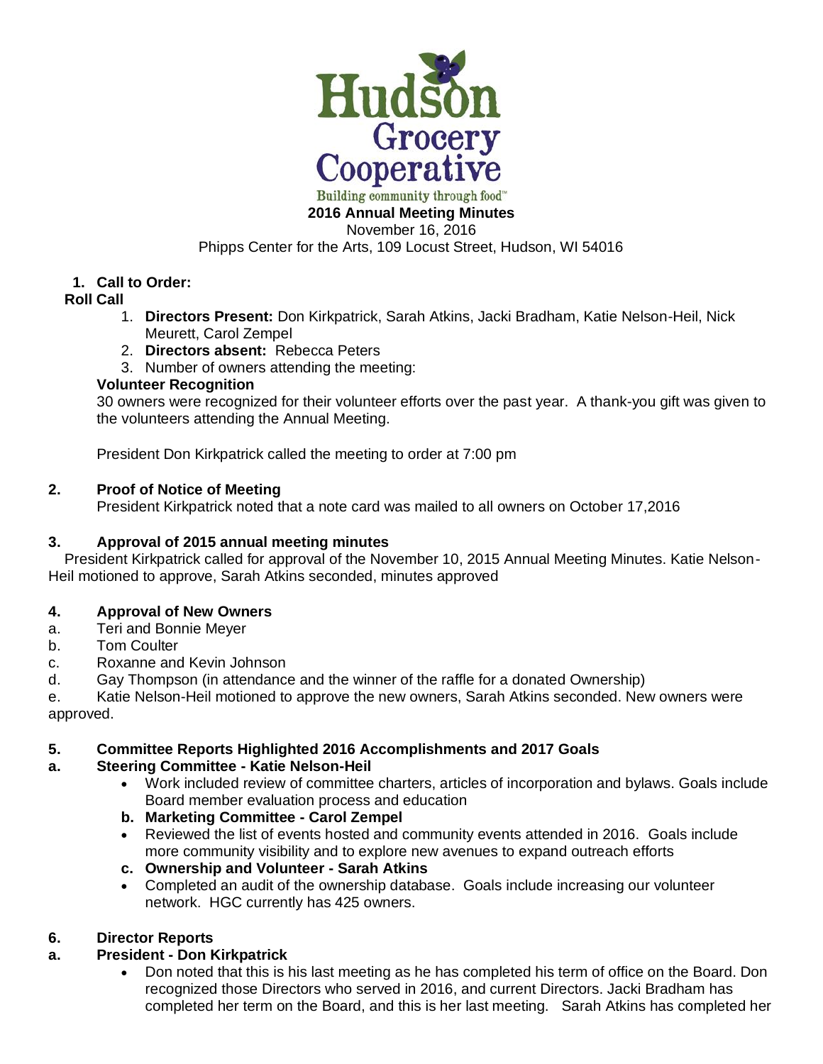Hudson Grocery Cooperative

Building community through food™

**2016 Annual Meeting Minutes**

November 16, 2016

Phipps Center for the Arts, 109 Locust Street, Hudson, WI 54016

1. **Call to Order:**

**Roll Call**

1. **Directors Present:** Don Kirkpatrick, Sarah Atkins, Jacki Bradham, Katie Nelson-Heil, Nick Meurett, Carol Zempel
2. **Directors absent:** Rebecca Peters
3. Number of owners attending the meeting:

**Volunteer Recognition**

30 owners were recognized for their volunteer efforts over the past year. A thank-you gift was given to the volunteers attending the Annual Meeting.

President Don Kirkpatrick called the meeting to order at 7:00 pm

2. **Proof of Notice of Meeting**

President Kirkpatrick noted that a note card was mailed to all owners on October 17,2016

3. **Approval of 2015 annual meeting minutes**

President Kirkpatrick called for approval of the November 10, 2015 Annual Meeting Minutes. Katie Nelson-Heil motioned to approve, Sarah Atkins seconded, minutes approved

4. **Approval of New Owners**

a. Teri and Bonnie Meyer
b. Tom Coulter
c. Roxanne and Kevin Johnson
d. Gay Thompson (in attendance and the winner of the raffle for a donated Ownership)
e. Katie Nelson-Heil motioned to approve the new owners, Sarah Atkins seconded. New owners were approved.

5. **Committee Reports Highlighted 2016 Accomplishments and 2017 Goals**

**a. Steering Committee - Katie Nelson-Heil**

- Work included review of committee charters, articles of incorporation and bylaws. Goals include Board member evaluation process and education

**b. Marketing Committee - Carol Zempel**

- Reviewed the list of events hosted and community events attended in 2016. Goals include more community visibility and to explore new avenues to expand outreach efforts

**c. Ownership and Volunteer - Sarah Atkins**

- Completed an audit of the ownership database. Goals include increasing our volunteer network. HGC currently has 425 owners.

6. **Director Reports**

**a. President - Don Kirkpatrick**

- Don noted that this is his last meeting as he has completed his term of office on the Board. Don recognized those Directors who served in 2016, and current Directors. Jacki Bradham has completed her term on the Board, and this is her last meeting. Sarah Atkins has completed her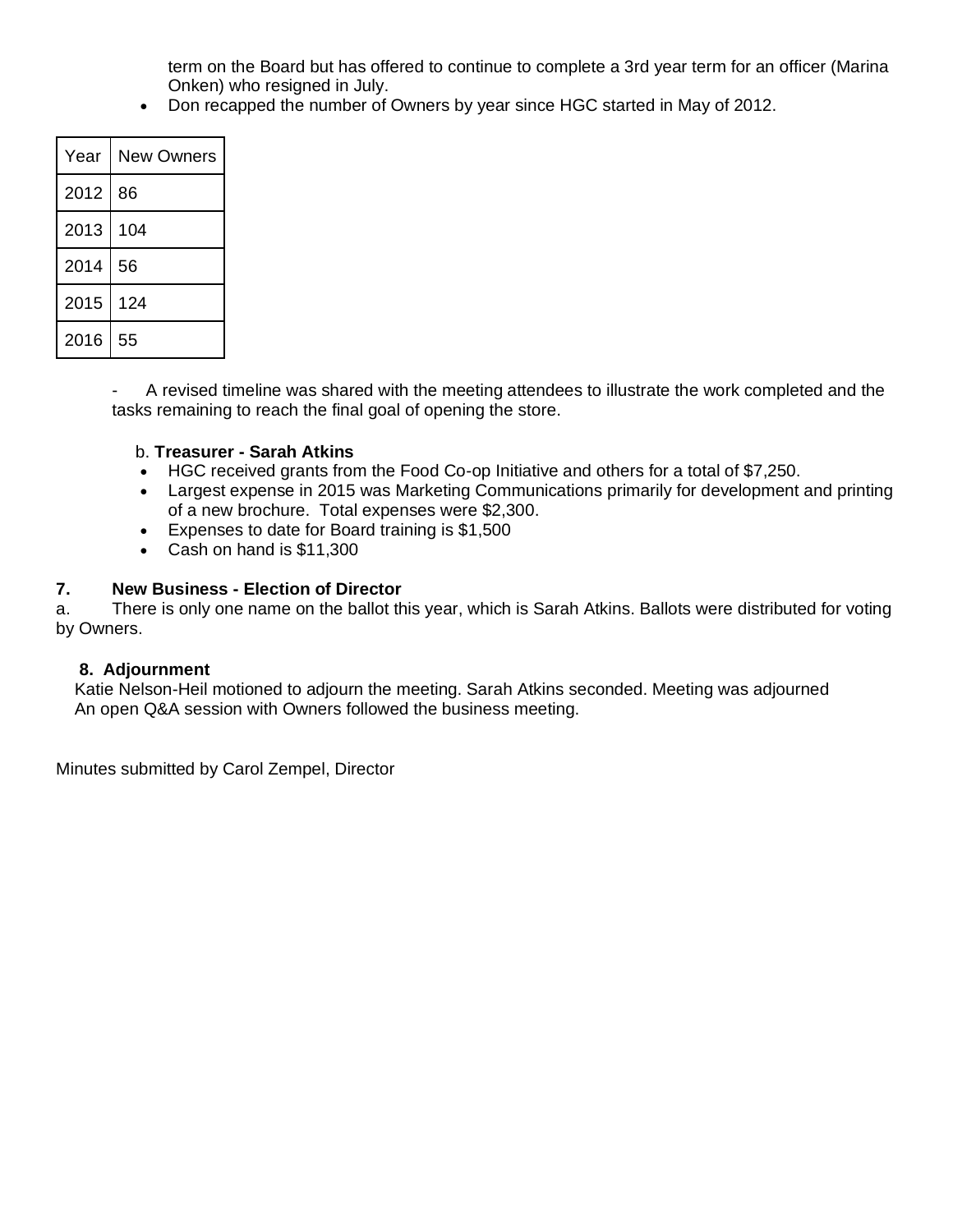term on the Board but has offered to continue to complete a 3rd year term for an officer (Marina Onken) who resigned in July.

- Don recapped the number of Owners by year since HGC started in May of 2012.

| Year | New Owners |
|---|---|
| 2012 | 86 |
| 2013 | 104 |
| 2014 | 56 |
| 2015 | 124 |
| 2016 | 55 |

- A revised timeline was shared with the meeting attendees to illustrate the work completed and the tasks remaining to reach the final goal of opening the store.

b. **Treasurer - Sarah Atkins**

- HGC received grants from the Food Co-op Initiative and others for a total of $7,250.
- Largest expense in 2015 was Marketing Communications primarily for development and printing of a new brochure. Total expenses were $2,300.
- Expenses to date for Board training is $1,500
- Cash on hand is $11,300

**7. New Business - Election of Director**

a. There is only one name on the ballot this year, which is Sarah Atkins. Ballots were distributed for voting by Owners.

**8. Adjournment**

Katie Nelson-Heil motioned to adjourn the meeting. Sarah Atkins seconded. Meeting was adjourned
An open Q&A session with Owners followed the business meeting.

Minutes submitted by Carol Zempel, Director